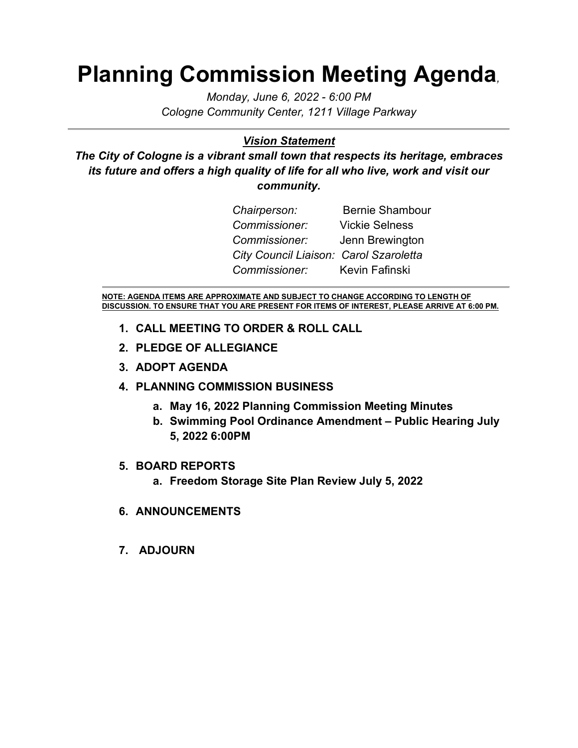# Planning Commission Meeting Agenda,

*Monday, June 6, 2022 - 6:00 PM*
*Cologne Community Center, 1211 Village Parkway*

---

***Vision Statement***

***The City of Cologne is a vibrant small town that respects its heritage, embraces its future and offers a high quality of life for all who live, work and visit our community.***

*Chairperson:* Bernie Shambour
*Commissioner:* Vickie Selness
*Commissioner:* Jenn Brewington
*City Council Liaison: Carol Szaroletta*
*Commissioner:* Kevin Fafinski

---

**NOTE: AGENDA ITEMS ARE APPROXIMATE AND SUBJECT TO CHANGE ACCORDING TO LENGTH OF DISCUSSION. TO ENSURE THAT YOU ARE PRESENT FOR ITEMS OF INTEREST, PLEASE ARRIVE AT 6:00 PM.**

1. **CALL MEETING TO ORDER & ROLL CALL**
2. **PLEDGE OF ALLEGIANCE**
3. **ADOPT AGENDA**
4. **PLANNING COMMISSION BUSINESS**
   a. **May 16, 2022 Planning Commission Meeting Minutes**
   b. **Swimming Pool Ordinance Amendment – Public Hearing July 5, 2022 6:00PM**
5. **BOARD REPORTS**
   a. **Freedom Storage Site Plan Review July 5, 2022**
6. **ANNOUNCEMENTS**
7. **ADJOURN**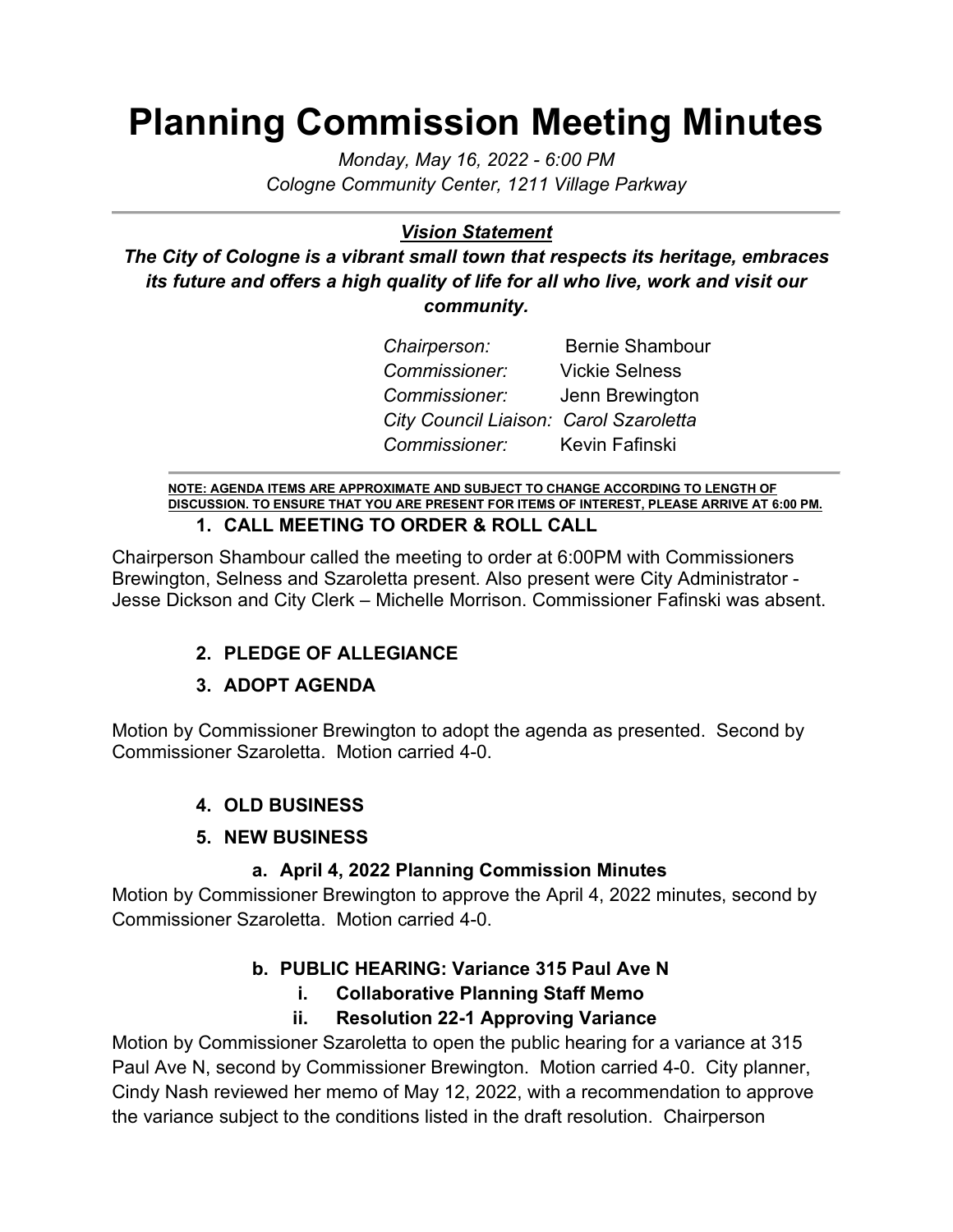# Planning Commission Meeting Minutes

*Monday, May 16, 2022 - 6:00 PM*
*Cologne Community Center, 1211 Village Parkway*

---

***Vision Statement***

***The City of Cologne is a vibrant small town that respects its heritage, embraces its future and offers a high quality of life for all who live, work and visit our community.***

*Chairperson:* Bernie Shambour
*Commissioner:* Vickie Selness
*Commissioner:* Jenn Brewington
*City Council Liaison: Carol Szaroletta*
*Commissioner:* Kevin Fafinski

---

**NOTE: AGENDA ITEMS ARE APPROXIMATE AND SUBJECT TO CHANGE ACCORDING TO LENGTH OF DISCUSSION. TO ENSURE THAT YOU ARE PRESENT FOR ITEMS OF INTEREST, PLEASE ARRIVE AT 6:00 PM.**

**1. CALL MEETING TO ORDER & ROLL CALL**

Chairperson Shambour called the meeting to order at 6:00PM with Commissioners Brewington, Selness and Szaroletta present. Also present were City Administrator - Jesse Dickson and City Clerk – Michelle Morrison. Commissioner Fafinski was absent.

**2. PLEDGE OF ALLEGIANCE**

**3. ADOPT AGENDA**

Motion by Commissioner Brewington to adopt the agenda as presented. Second by Commissioner Szaroletta. Motion carried 4-0.

**4. OLD BUSINESS**

**5. NEW BUSINESS**

**a. April 4, 2022 Planning Commission Minutes**

Motion by Commissioner Brewington to approve the April 4, 2022 minutes, second by Commissioner Szaroletta. Motion carried 4-0.

**b. PUBLIC HEARING: Variance 315 Paul Ave N**

**i. Collaborative Planning Staff Memo**

**ii. Resolution 22-1 Approving Variance**

Motion by Commissioner Szaroletta to open the public hearing for a variance at 315 Paul Ave N, second by Commissioner Brewington. Motion carried 4-0. City planner, Cindy Nash reviewed her memo of May 12, 2022, with a recommendation to approve the variance subject to the conditions listed in the draft resolution. Chairperson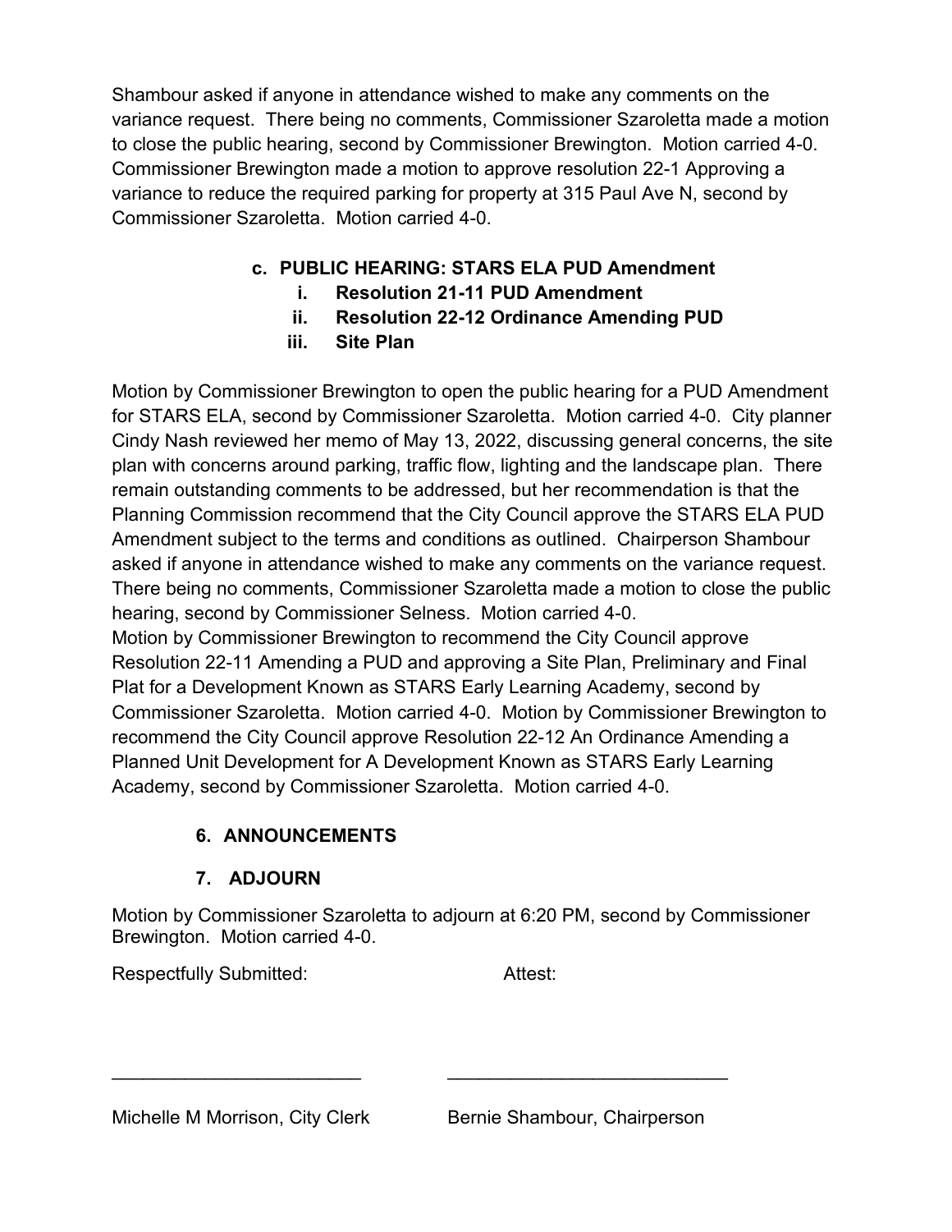Shambour asked if anyone in attendance wished to make any comments on the variance request. There being no comments, Commissioner Szaroletta made a motion to close the public hearing, second by Commissioner Brewington. Motion carried 4-0. Commissioner Brewington made a motion to approve resolution 22-1 Approving a variance to reduce the required parking for property at 315 Paul Ave N, second by Commissioner Szaroletta. Motion carried 4-0.

**c. PUBLIC HEARING: STARS ELA PUD Amendment**

   **i. Resolution 21-11 PUD Amendment**

   **ii. Resolution 22-12 Ordinance Amending PUD**

   **iii. Site Plan**

Motion by Commissioner Brewington to open the public hearing for a PUD Amendment for STARS ELA, second by Commissioner Szaroletta. Motion carried 4-0. City planner Cindy Nash reviewed her memo of May 13, 2022, discussing general concerns, the site plan with concerns around parking, traffic flow, lighting and the landscape plan. There remain outstanding comments to be addressed, but her recommendation is that the Planning Commission recommend that the City Council approve the STARS ELA PUD Amendment subject to the terms and conditions as outlined. Chairperson Shambour asked if anyone in attendance wished to make any comments on the variance request. There being no comments, Commissioner Szaroletta made a motion to close the public hearing, second by Commissioner Selness. Motion carried 4-0.
Motion by Commissioner Brewington to recommend the City Council approve Resolution 22-11 Amending a PUD and approving a Site Plan, Preliminary and Final Plat for a Development Known as STARS Early Learning Academy, second by Commissioner Szaroletta. Motion carried 4-0. Motion by Commissioner Brewington to recommend the City Council approve Resolution 22-12 An Ordinance Amending a Planned Unit Development for A Development Known as STARS Early Learning Academy, second by Commissioner Szaroletta. Motion carried 4-0.

## 6. ANNOUNCEMENTS

## 7. ADJOURN

Motion by Commissioner Szaroletta to adjourn at 6:20 PM, second by Commissioner Brewington. Motion carried 4-0.

Respectfully Submitted: Attest:

\_\_\_\_\_\_\_\_\_\_\_\_\_\_\_\_\_\_\_\_\_\_\_\_\_ \_\_\_\_\_\_\_\_\_\_\_\_\_\_\_\_\_\_\_\_\_\_\_\_\_\_\_\_\_

Michelle M Morrison, City Clerk Bernie Shambour, Chairperson